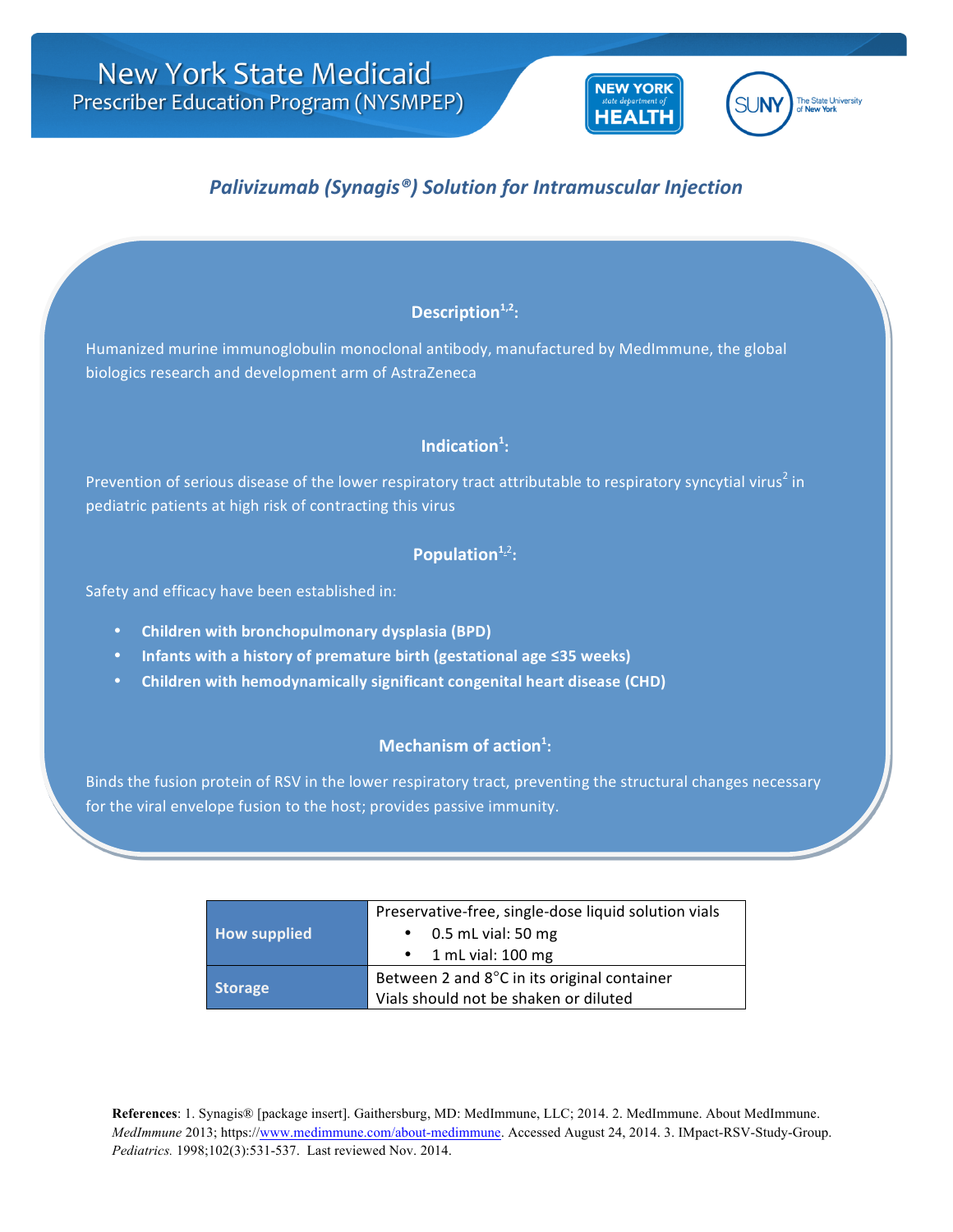# New York State Medicaid
## Prescriber Education Program (NYSMPEP)

NEW YORK state department of HEALTH

SUNY The State University of New York

## *Palivizumab (Synagis®) Solution for Intramuscular Injection*

### Description[1,2]:

Humanized murine immunoglobulin monoclonal antibody, manufactured by MedImmune, the global biologics research and development arm of AstraZeneca

### Indication[1]:

Prevention of serious disease of the lower respiratory tract attributable to respiratory syncytial virus[2] in pediatric patients at high risk of contracting this virus

### Population[1,2]:

Safety and efficacy have been established in:

- **Children with bronchopulmonary dysplasia (BPD)**
- **Infants with a history of premature birth (gestational age ≤35 weeks)**
- **Children with hemodynamically significant congenital heart disease (CHD)**

### Mechanism of action[1]:

Binds the fusion protein of RSV in the lower respiratory tract, preventing the structural changes necessary for the viral envelope fusion to the host; provides passive immunity.

| | |
|---|---|
| **How supplied** | Preservative-free, single-dose liquid solution vials<br>• 0.5 mL vial: 50 mg<br>• 1 mL vial: 100 mg |
| **Storage** | Between 2 and 8°C in its original container<br>Vials should not be shaken or diluted |

**References**: 1. Synagis® [package insert]. Gaithersburg, MD: MedImmune, LLC; 2014. 2. MedImmune. About MedImmune. *MedImmune* 2013; https://www.medimmune.com/about-medimmune. Accessed August 24, 2014. 3. IMpact-RSV-Study-Group. *Pediatrics.* 1998;102(3):531-537. Last reviewed Nov. 2014.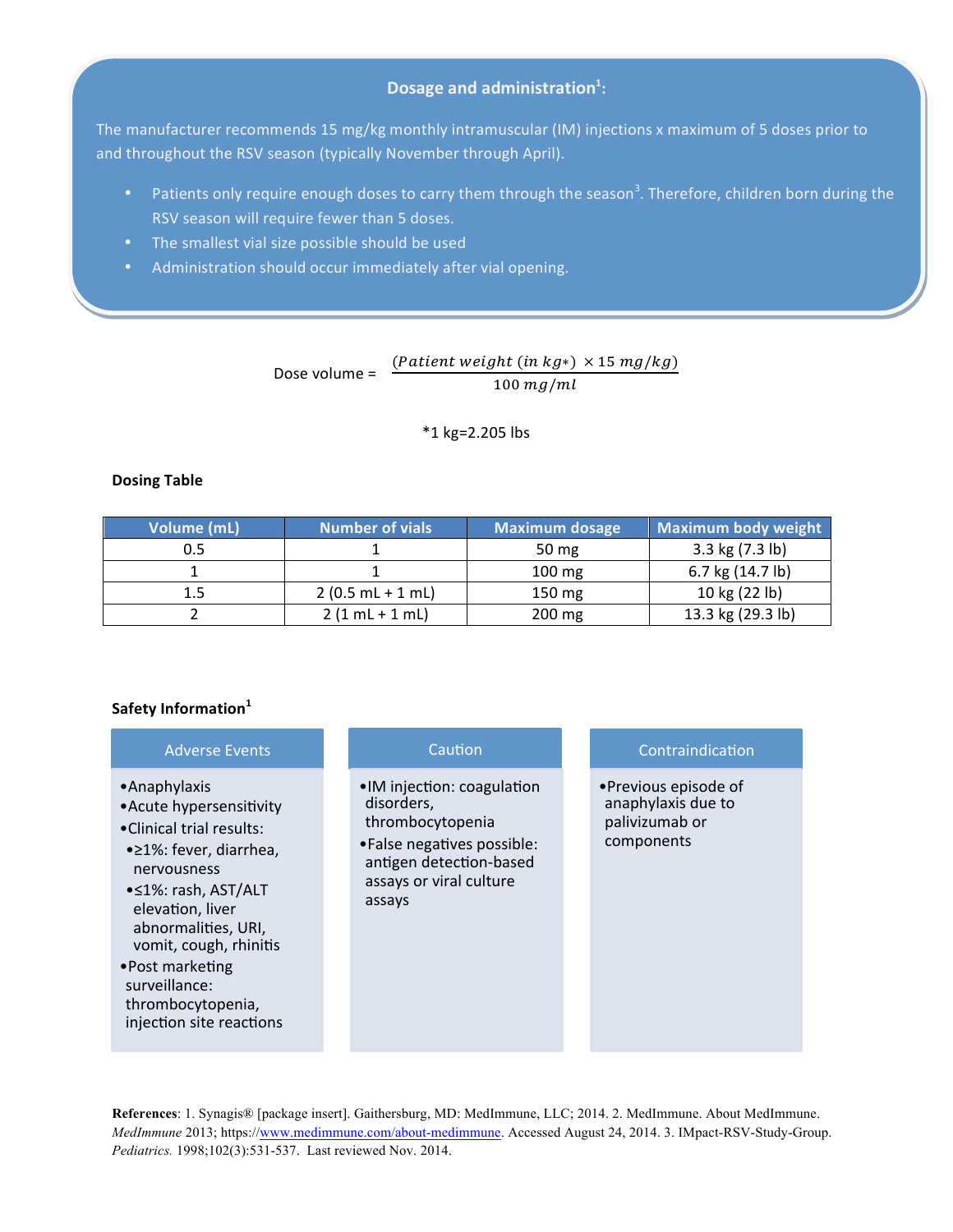## Dosage and administration[1]:

The manufacturer recommends 15 mg/kg monthly intramuscular (IM) injections x maximum of 5 doses prior to and throughout the RSV season (typically November through April).

- Patients only require enough doses to carry them through the season[3]. Therefore, children born during the RSV season will require fewer than 5 doses.
- The smallest vial size possible should be used
- Administration should occur immediately after vial opening.

$$\text{Dose volume} = \frac{(Patient\ weight\ (in\ kg*)\ \times 15\ mg/kg)}{100\ mg/ml}$$

*1 kg=2.205 lbs

**Dosing Table**

| Volume (mL) | Number of vials | Maximum dosage | Maximum body weight |
|---|---|---|---|
| 0.5 | 1 | 50 mg | 3.3 kg (7.3 lb) |
| 1 | 1 | 100 mg | 6.7 kg (14.7 lb) |
| 1.5 | 2 (0.5 mL + 1 mL) | 150 mg | 10 kg (22 lb) |
| 2 | 2 (1 mL + 1 mL) | 200 mg | 13.3 kg (29.3 lb) |

**Safety Information[1]**

**Adverse Events**

- Anaphylaxis
- Acute hypersensitivity
- Clinical trial results:
  - ≥1%: fever, diarrhea, nervousness
  - ≤1%: rash, AST/ALT elevation, liver abnormalities, URI, vomit, cough, rhinitis
- Post marketing surveillance: thrombocytopenia, injection site reactions

**Caution**

- IM injection: coagulation disorders, thrombocytopenia
- False negatives possible: antigen detection-based assays or viral culture assays

**Contraindication**

- Previous episode of anaphylaxis due to palivizumab or components

**References**: 1. Synagis® [package insert]. Gaithersburg, MD: MedImmune, LLC; 2014. 2. MedImmune. About MedImmune. *MedImmune* 2013; https://www.medimmune.com/about-medimmune. Accessed August 24, 2014. 3. IMpact-RSV-Study-Group. *Pediatrics.* 1998;102(3):531-537. Last reviewed Nov. 2014.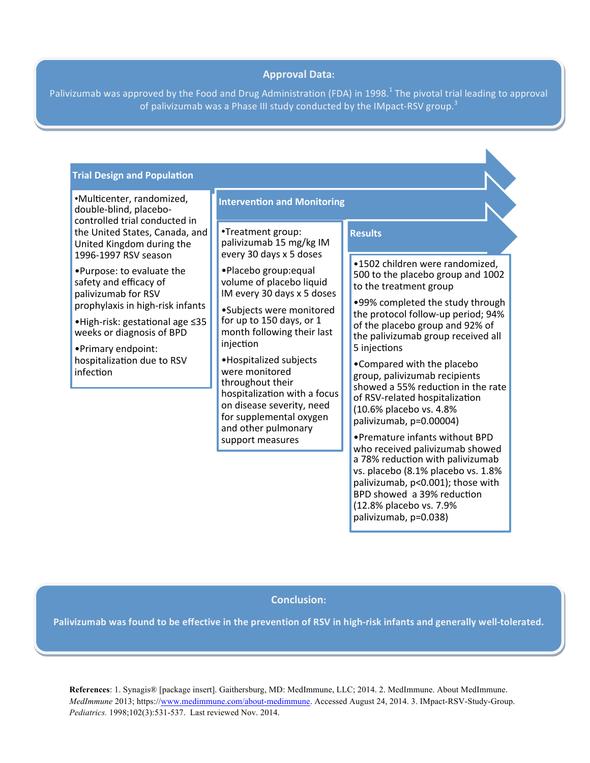## Approval Data:

Palivizumab was approved by the Food and Drug Administration (FDA) in 1998.[1] The pivotal trial leading to approval of palivizumab was a Phase III study conducted by the IMpact-RSV group.[3]

### Trial Design and Population

- Multicenter, randomized, double-blind, placebo-controlled trial conducted in the United States, Canada, and United Kingdom during the 1996-1997 RSV season
- Purpose: to evaluate the safety and efficacy of palivizumab for RSV prophylaxis in high-risk infants
- High-risk: gestational age ≤35 weeks or diagnosis of BPD
- Primary endpoint: hospitalization due to RSV infection

### Intervention and Monitoring

- Treatment group: palivizumab 15 mg/kg IM every 30 days x 5 doses
- Placebo group:equal volume of placebo liquid IM every 30 days x 5 doses
- Subjects were monitored for up to 150 days, or 1 month following their last injection
- Hospitalized subjects were monitored throughout their hospitalization with a focus on disease severity, need for supplemental oxygen and other pulmonary support measures

### Results

- 1502 children were randomized, 500 to the placebo group and 1002 to the treatment group
- 99% completed the study through the protocol follow-up period; 94% of the placebo group and 92% of the palivizumab group received all 5 injections
- Compared with the placebo group, palivizumab recipients showed a 55% reduction in the rate of RSV-related hospitalization (10.6% placebo vs. 4.8% palivizumab, $p=0.00004$)
- Premature infants without BPD who received palivizumab showed a 78% reduction with palivizumab vs. placebo (8.1% placebo vs. 1.8% palivizumab, $p<0.001$); those with BPD showed a 39% reduction (12.8% placebo vs. 7.9% palivizumab, $p=0.038$)

## Conclusion:

**Palivizumab was found to be effective in the prevention of RSV in high-risk infants and generally well-tolerated.**

**References**: 1. Synagis® [package insert]. Gaithersburg, MD: MedImmune, LLC; 2014. 2. MedImmune. About MedImmune. *MedImmune* 2013; https://www.medimmune.com/about-medimmune. Accessed August 24, 2014. 3. IMpact-RSV-Study-Group. *Pediatrics.* 1998;102(3):531-537. Last reviewed Nov. 2014.